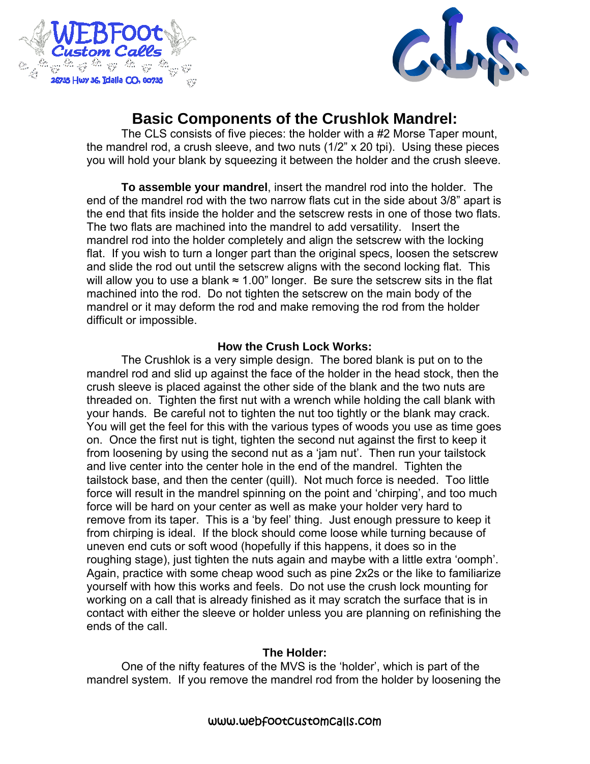WEBFoot Custom Calls

26735 Hwy 36, Idalia CO. 80735

C.L.S.

# Basic Components of the Crushlok Mandrel:

The CLS consists of five pieces: the holder with a #2 Morse Taper mount, the mandrel rod, a crush sleeve, and two nuts (1/2" x 20 tpi). Using these pieces you will hold your blank by squeezing it between the holder and the crush sleeve.

**To assemble your mandrel**, insert the mandrel rod into the holder. The end of the mandrel rod with the two narrow flats cut in the side about 3/8" apart is the end that fits inside the holder and the setscrew rests in one of those two flats. The two flats are machined into the mandrel to add versatility. Insert the mandrel rod into the holder completely and align the setscrew with the locking flat. If you wish to turn a longer part than the original specs, loosen the setscrew and slide the rod out until the setscrew aligns with the second locking flat. This will allow you to use a blank ≈ 1.00" longer. Be sure the setscrew sits in the flat machined into the rod. Do not tighten the setscrew on the main body of the mandrel or it may deform the rod and make removing the rod from the holder difficult or impossible.

### How the Crush Lock Works:

The Crushlok is a very simple design. The bored blank is put on to the mandrel rod and slid up against the face of the holder in the head stock, then the crush sleeve is placed against the other side of the blank and the two nuts are threaded on. Tighten the first nut with a wrench while holding the call blank with your hands. Be careful not to tighten the nut too tightly or the blank may crack. You will get the feel for this with the various types of woods you use as time goes on. Once the first nut is tight, tighten the second nut against the first to keep it from loosening by using the second nut as a 'jam nut'. Then run your tailstock and live center into the center hole in the end of the mandrel. Tighten the tailstock base, and then the center (quill). Not much force is needed. Too little force will result in the mandrel spinning on the point and 'chirping', and too much force will be hard on your center as well as make your holder very hard to remove from its taper. This is a 'by feel' thing. Just enough pressure to keep it from chirping is ideal. If the block should come loose while turning because of uneven end cuts or soft wood (hopefully if this happens, it does so in the roughing stage), just tighten the nuts again and maybe with a little extra 'oomph'. Again, practice with some cheap wood such as pine 2x2s or the like to familiarize yourself with how this works and feels. Do not use the crush lock mounting for working on a call that is already finished as it may scratch the surface that is in contact with either the sleeve or holder unless you are planning on refinishing the ends of the call.

### The Holder:

One of the nifty features of the MVS is the 'holder', which is part of the mandrel system. If you remove the mandrel rod from the holder by loosening the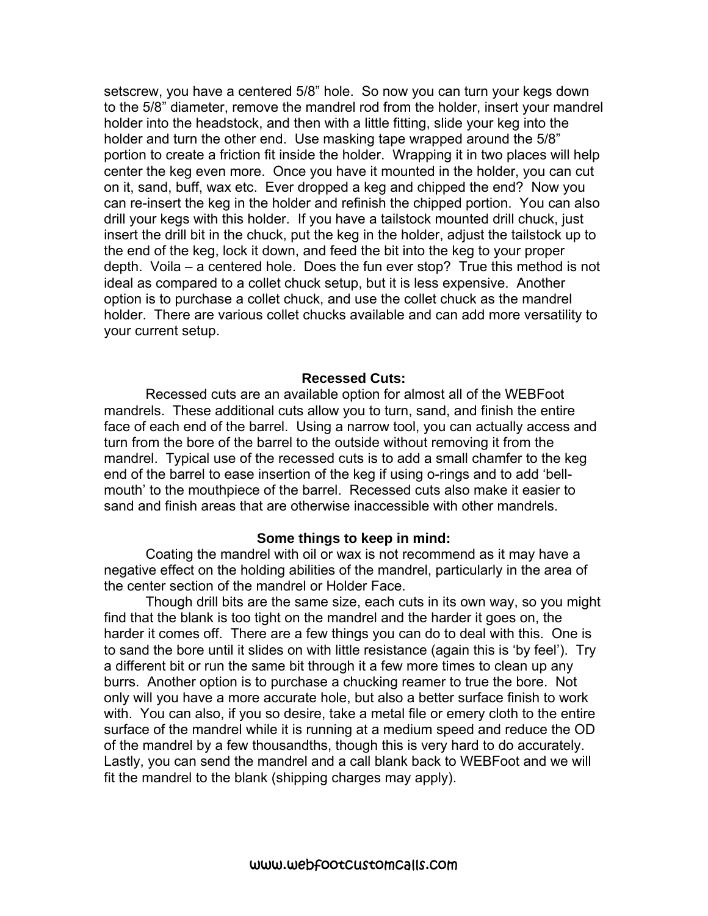setscrew, you have a centered 5/8" hole. So now you can turn your kegs down to the 5/8" diameter, remove the mandrel rod from the holder, insert your mandrel holder into the headstock, and then with a little fitting, slide your keg into the holder and turn the other end. Use masking tape wrapped around the 5/8" portion to create a friction fit inside the holder. Wrapping it in two places will help center the keg even more. Once you have it mounted in the holder, you can cut on it, sand, buff, wax etc. Ever dropped a keg and chipped the end? Now you can re-insert the keg in the holder and refinish the chipped portion. You can also drill your kegs with this holder. If you have a tailstock mounted drill chuck, just insert the drill bit in the chuck, put the keg in the holder, adjust the tailstock up to the end of the keg, lock it down, and feed the bit into the keg to your proper depth. Voila – a centered hole. Does the fun ever stop? True this method is not ideal as compared to a collet chuck setup, but it is less expensive. Another option is to purchase a collet chuck, and use the collet chuck as the mandrel holder. There are various collet chucks available and can add more versatility to your current setup.

**Recessed Cuts:**

Recessed cuts are an available option for almost all of the WEBFoot mandrels. These additional cuts allow you to turn, sand, and finish the entire face of each end of the barrel. Using a narrow tool, you can actually access and turn from the bore of the barrel to the outside without removing it from the mandrel. Typical use of the recessed cuts is to add a small chamfer to the keg end of the barrel to ease insertion of the keg if using o-rings and to add 'bell-mouth' to the mouthpiece of the barrel. Recessed cuts also make it easier to sand and finish areas that are otherwise inaccessible with other mandrels.

**Some things to keep in mind:**

Coating the mandrel with oil or wax is not recommend as it may have a negative effect on the holding abilities of the mandrel, particularly in the area of the center section of the mandrel or Holder Face.

Though drill bits are the same size, each cuts in its own way, so you might find that the blank is too tight on the mandrel and the harder it goes on, the harder it comes off. There are a few things you can do to deal with this. One is to sand the bore until it slides on with little resistance (again this is 'by feel'). Try a different bit or run the same bit through it a few more times to clean up any burrs. Another option is to purchase a chucking reamer to true the bore. Not only will you have a more accurate hole, but also a better surface finish to work with. You can also, if you so desire, take a metal file or emery cloth to the entire surface of the mandrel while it is running at a medium speed and reduce the OD of the mandrel by a few thousandths, though this is very hard to do accurately. Lastly, you can send the mandrel and a call blank back to WEBFoot and we will fit the mandrel to the blank (shipping charges may apply).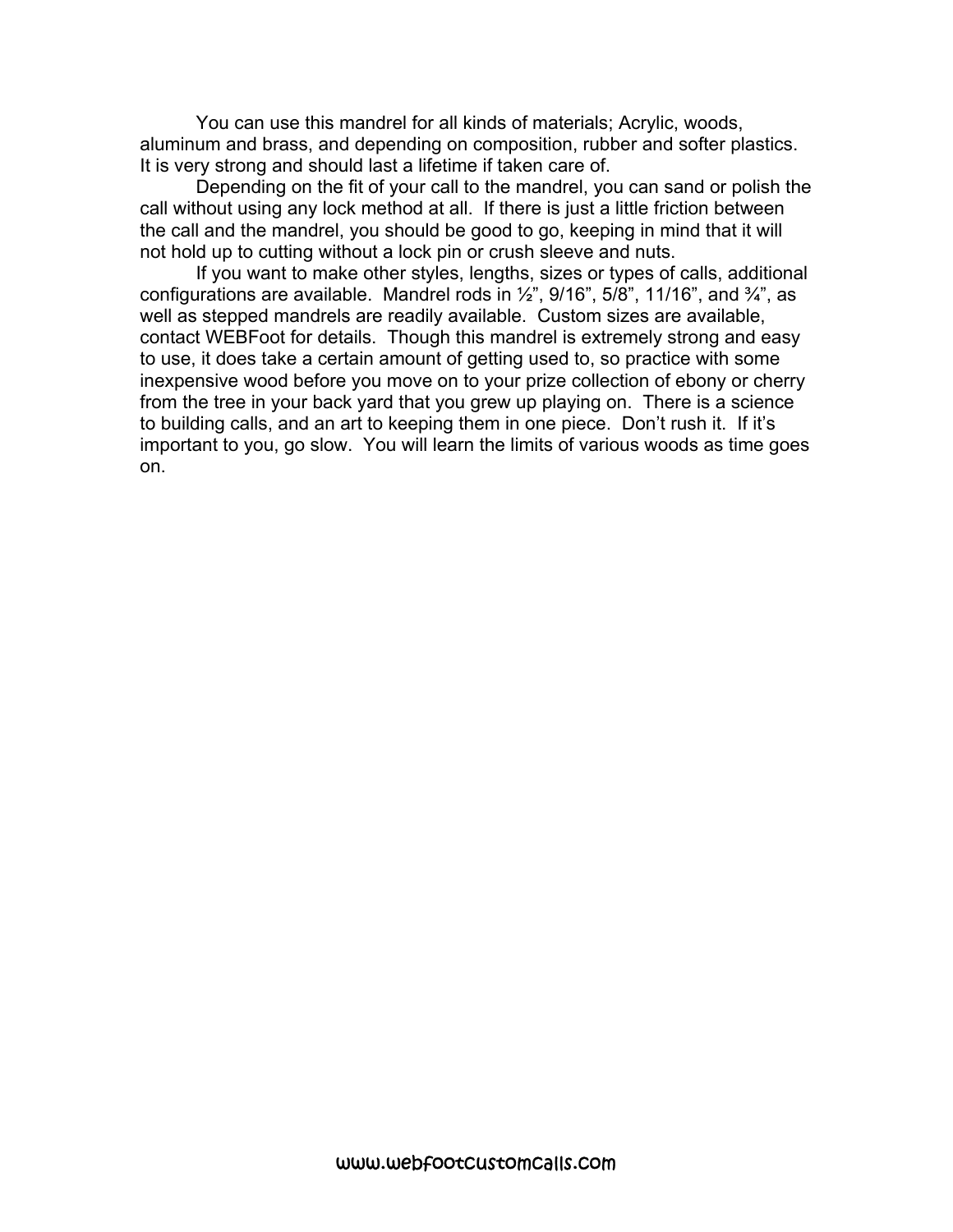You can use this mandrel for all kinds of materials; Acrylic, woods, aluminum and brass, and depending on composition, rubber and softer plastics. It is very strong and should last a lifetime if taken care of.

Depending on the fit of your call to the mandrel, you can sand or polish the call without using any lock method at all. If there is just a little friction between the call and the mandrel, you should be good to go, keeping in mind that it will not hold up to cutting without a lock pin or crush sleeve and nuts.

If you want to make other styles, lengths, sizes or types of calls, additional configurations are available. Mandrel rods in ½", 9/16", 5/8", 11/16", and ¾", as well as stepped mandrels are readily available. Custom sizes are available, contact WEBFoot for details. Though this mandrel is extremely strong and easy to use, it does take a certain amount of getting used to, so practice with some inexpensive wood before you move on to your prize collection of ebony or cherry from the tree in your back yard that you grew up playing on. There is a science to building calls, and an art to keeping them in one piece. Don't rush it. If it's important to you, go slow. You will learn the limits of various woods as time goes on.